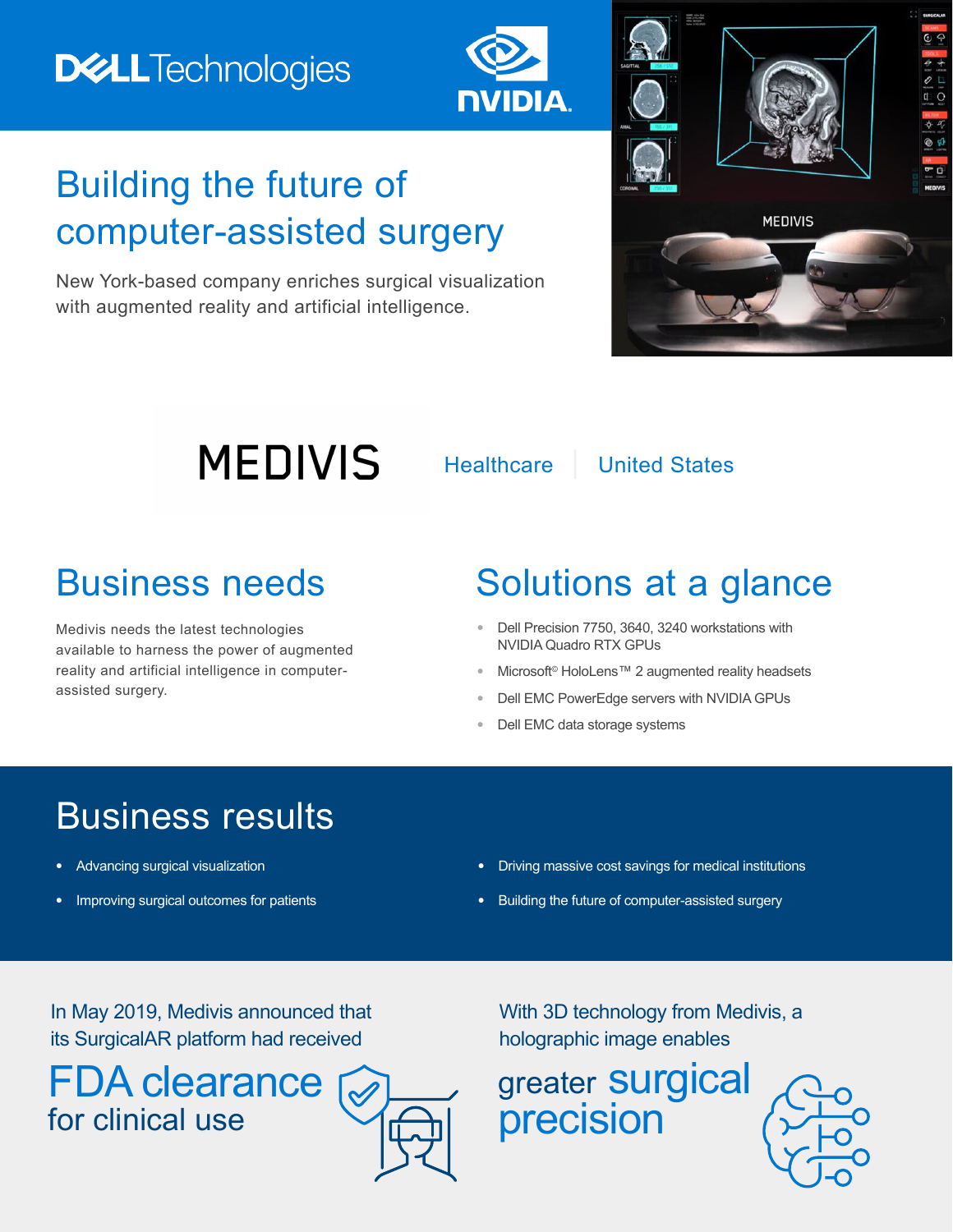Dell Technologies | NVIDIA

# Building the future of computer-assisted surgery

New York-based company enriches surgical visualization with augmented reality and artificial intelligence.

MEDIVIS

Healthcare | United States

## Business needs

Medivis needs the latest technologies available to harness the power of augmented reality and artificial intelligence in computer-assisted surgery.

## Solutions at a glance

- Dell Precision 7750, 3640, 3240 workstations with NVIDIA Quadro RTX GPUs
- Microsoft© HoloLens™ 2 augmented reality headsets
- Dell EMC PowerEdge servers with NVIDIA GPUs
- Dell EMC data storage systems

## Business results

- Advancing surgical visualization
- Improving surgical outcomes for patients
- Driving massive cost savings for medical institutions
- Building the future of computer-assisted surgery

In May 2019, Medivis announced that its SurgicalAR platform had received

**FDA clearance** for clinical use

With 3D technology from Medivis, a holographic image enables

greater **surgical precision**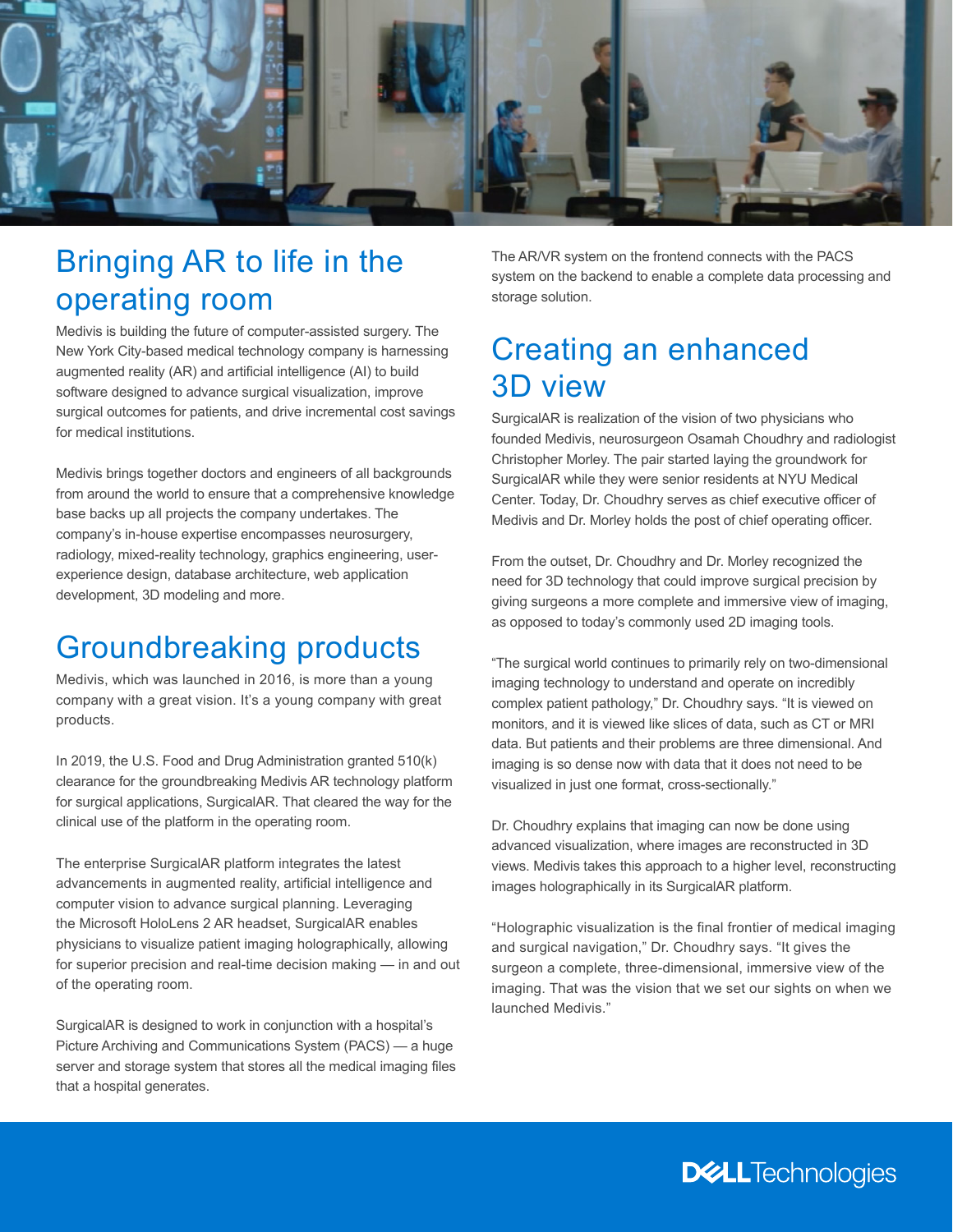## Bringing AR to life in the operating room

Medivis is building the future of computer-assisted surgery. The New York City-based medical technology company is harnessing augmented reality (AR) and artificial intelligence (AI) to build software designed to advance surgical visualization, improve surgical outcomes for patients, and drive incremental cost savings for medical institutions.

Medivis brings together doctors and engineers of all backgrounds from around the world to ensure that a comprehensive knowledge base backs up all projects the company undertakes. The company's in-house expertise encompasses neurosurgery, radiology, mixed-reality technology, graphics engineering, user-experience design, database architecture, web application development, 3D modeling and more.

## Groundbreaking products

Medivis, which was launched in 2016, is more than a young company with a great vision. It's a young company with great products.

In 2019, the U.S. Food and Drug Administration granted 510(k) clearance for the groundbreaking Medivis AR technology platform for surgical applications, SurgicalAR. That cleared the way for the clinical use of the platform in the operating room.

The enterprise SurgicalAR platform integrates the latest advancements in augmented reality, artificial intelligence and computer vision to advance surgical planning. Leveraging the Microsoft HoloLens 2 AR headset, SurgicalAR enables physicians to visualize patient imaging holographically, allowing for superior precision and real-time decision making — in and out of the operating room.

SurgicalAR is designed to work in conjunction with a hospital's Picture Archiving and Communications System (PACS) — a huge server and storage system that stores all the medical imaging files that a hospital generates.

The AR/VR system on the frontend connects with the PACS system on the backend to enable a complete data processing and storage solution.

## Creating an enhanced 3D view

SurgicalAR is realization of the vision of two physicians who founded Medivis, neurosurgeon Osamah Choudhry and radiologist Christopher Morley. The pair started laying the groundwork for SurgicalAR while they were senior residents at NYU Medical Center. Today, Dr. Choudhry serves as chief executive officer of Medivis and Dr. Morley holds the post of chief operating officer.

From the outset, Dr. Choudhry and Dr. Morley recognized the need for 3D technology that could improve surgical precision by giving surgeons a more complete and immersive view of imaging, as opposed to today's commonly used 2D imaging tools.

"The surgical world continues to primarily rely on two-dimensional imaging technology to understand and operate on incredibly complex patient pathology," Dr. Choudhry says. "It is viewed on monitors, and it is viewed like slices of data, such as CT or MRI data. But patients and their problems are three dimensional. And imaging is so dense now with data that it does not need to be visualized in just one format, cross-sectionally."

Dr. Choudhry explains that imaging can now be done using advanced visualization, where images are reconstructed in 3D views. Medivis takes this approach to a higher level, reconstructing images holographically in its SurgicalAR platform.

"Holographic visualization is the final frontier of medical imaging and surgical navigation," Dr. Choudhry says. "It gives the surgeon a complete, three-dimensional, immersive view of the imaging. That was the vision that we set our sights on when we launched Medivis."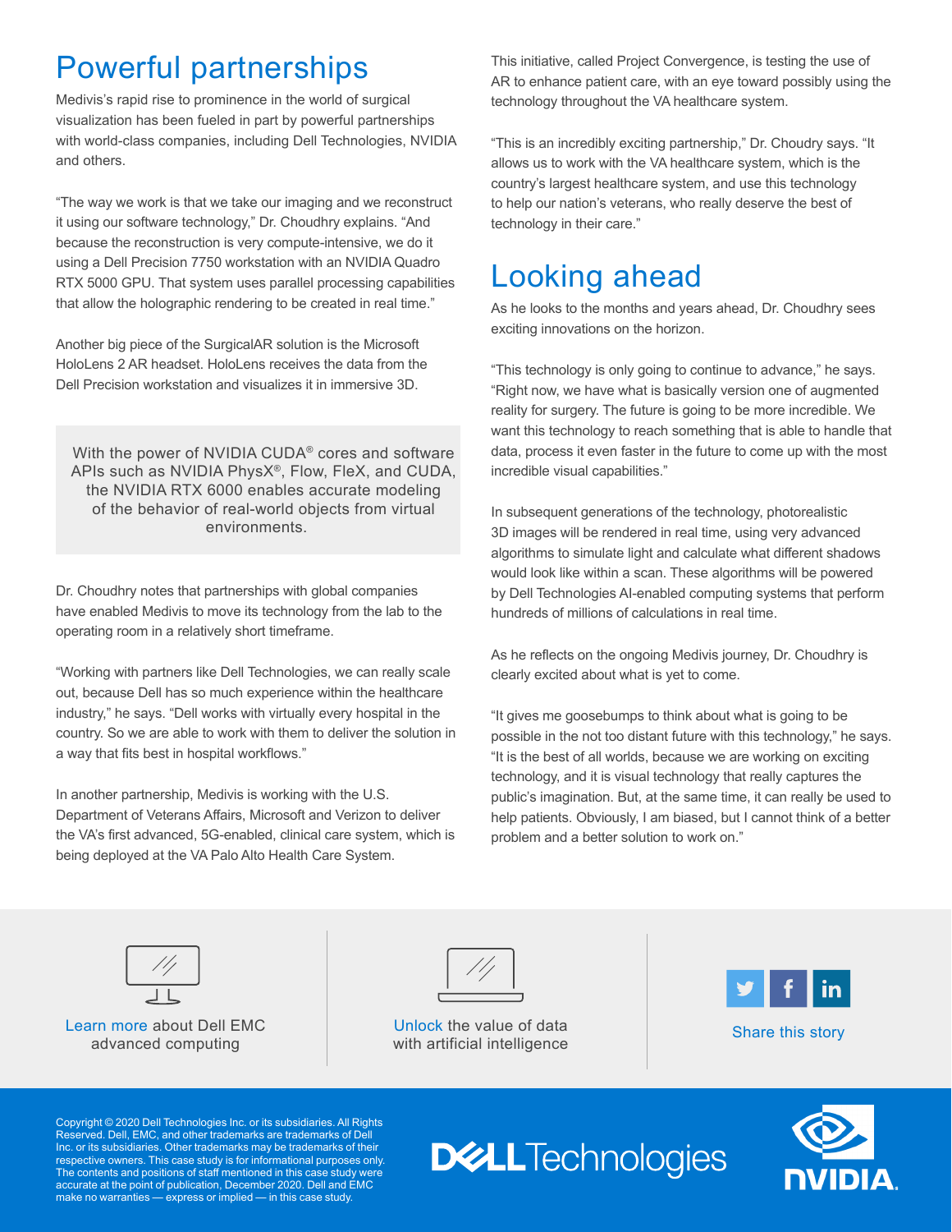## Powerful partnerships

Medivis's rapid rise to prominence in the world of surgical visualization has been fueled in part by powerful partnerships with world-class companies, including Dell Technologies, NVIDIA and others.

"The way we work is that we take our imaging and we reconstruct it using our software technology," Dr. Choudhry explains. "And because the reconstruction is very compute-intensive, we do it using a Dell Precision 7750 workstation with an NVIDIA Quadro RTX 5000 GPU. That system uses parallel processing capabilities that allow the holographic rendering to be created in real time."

Another big piece of the SurgicalAR solution is the Microsoft HoloLens 2 AR headset. HoloLens receives the data from the Dell Precision workstation and visualizes it in immersive 3D.

> With the power of NVIDIA CUDA® cores and software APIs such as NVIDIA PhysX®, Flow, FleX, and CUDA, the NVIDIA RTX 6000 enables accurate modeling of the behavior of real-world objects from virtual environments.

Dr. Choudhry notes that partnerships with global companies have enabled Medivis to move its technology from the lab to the operating room in a relatively short timeframe.

"Working with partners like Dell Technologies, we can really scale out, because Dell has so much experience within the healthcare industry," he says. "Dell works with virtually every hospital in the country. So we are able to work with them to deliver the solution in a way that fits best in hospital workflows."

In another partnership, Medivis is working with the U.S. Department of Veterans Affairs, Microsoft and Verizon to deliver the VA's first advanced, 5G-enabled, clinical care system, which is being deployed at the VA Palo Alto Health Care System.

This initiative, called Project Convergence, is testing the use of AR to enhance patient care, with an eye toward possibly using the technology throughout the VA healthcare system.

"This is an incredibly exciting partnership," Dr. Choudry says. "It allows us to work with the VA healthcare system, which is the country's largest healthcare system, and use this technology to help our nation's veterans, who really deserve the best of technology in their care."

## Looking ahead

As he looks to the months and years ahead, Dr. Choudhry sees exciting innovations on the horizon.

"This technology is only going to continue to advance," he says. "Right now, we have what is basically version one of augmented reality for surgery. The future is going to be more incredible. We want this technology to reach something that is able to handle that data, process it even faster in the future to come up with the most incredible visual capabilities."

In subsequent generations of the technology, photorealistic 3D images will be rendered in real time, using very advanced algorithms to simulate light and calculate what different shadows would look like within a scan. These algorithms will be powered by Dell Technologies AI-enabled computing systems that perform hundreds of millions of calculations in real time.

As he reflects on the ongoing Medivis journey, Dr. Choudhry is clearly excited about what is yet to come.

"It gives me goosebumps to think about what is going to be possible in the not too distant future with this technology," he says. "It is the best of all worlds, because we are working on exciting technology, and it is visual technology that really captures the public's imagination. But, at the same time, it can really be used to help patients. Obviously, I am biased, but I cannot think of a better problem and a better solution to work on."

Learn more about Dell EMC advanced computing

Unlock the value of data with artificial intelligence

Share this story

Copyright © 2020 Dell Technologies Inc. or its subsidiaries. All Rights Reserved. Dell, EMC, and other trademarks are trademarks of Dell Inc. or its subsidiaries. Other trademarks may be trademarks of their respective owners. This case study is for informational purposes only. The contents and positions of staff mentioned in this case study were accurate at the point of publication, December 2020. Dell and EMC make no warranties — express or implied — in this case study.

DELL Technologies

NVIDIA